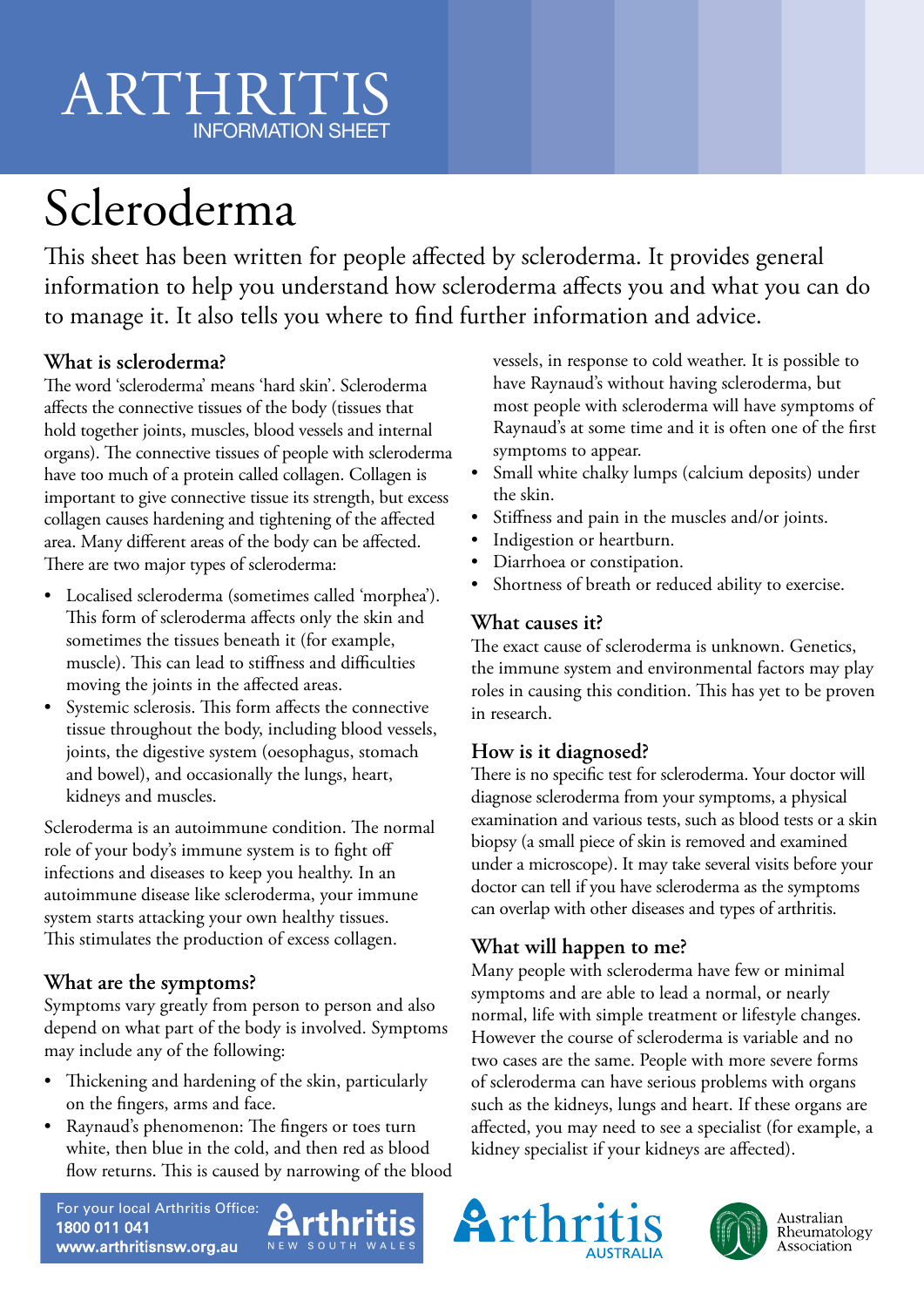# ARTHRITIS INFORMATION SHEET

# Scleroderma

This sheet has been written for people affected by scleroderma. It provides general information to help you understand how scleroderma affects you and what you can do to manage it. It also tells you where to find further information and advice.

### What is scleroderma?

The word 'scleroderma' means 'hard skin'. Scleroderma affects the connective tissues of the body (tissues that hold together joints, muscles, blood vessels and internal organs). The connective tissues of people with scleroderma have too much of a protein called collagen. Collagen is important to give connective tissue its strength, but excess collagen causes hardening and tightening of the affected area. Many different areas of the body can be affected. There are two major types of scleroderma:

- Localised scleroderma (sometimes called 'morphea'). This form of scleroderma affects only the skin and sometimes the tissues beneath it (for example, muscle). This can lead to stiffness and difficulties moving the joints in the affected areas.
- Systemic sclerosis. This form affects the connective tissue throughout the body, including blood vessels, joints, the digestive system (oesophagus, stomach and bowel), and occasionally the lungs, heart, kidneys and muscles.

Scleroderma is an autoimmune condition. The normal role of your body's immune system is to fight off infections and diseases to keep you healthy. In an autoimmune disease like scleroderma, your immune system starts attacking your own healthy tissues. This stimulates the production of excess collagen.

### What are the symptoms?

Symptoms vary greatly from person to person and also depend on what part of the body is involved. Symptoms may include any of the following:

- Thickening and hardening of the skin, particularly on the fingers, arms and face.
- Raynaud's phenomenon: The fingers or toes turn white, then blue in the cold, and then red as blood flow returns. This is caused by narrowing of the blood vessels, in response to cold weather. It is possible to have Raynaud's without having scleroderma, but most people with scleroderma will have symptoms of Raynaud's at some time and it is often one of the first symptoms to appear.
- Small white chalky lumps (calcium deposits) under the skin.
- Stiffness and pain in the muscles and/or joints.
- Indigestion or heartburn.
- Diarrhoea or constipation.
- Shortness of breath or reduced ability to exercise.

### What causes it?

The exact cause of scleroderma is unknown. Genetics, the immune system and environmental factors may play roles in causing this condition. This has yet to be proven in research.

### How is it diagnosed?

There is no specific test for scleroderma. Your doctor will diagnose scleroderma from your symptoms, a physical examination and various tests, such as blood tests or a skin biopsy (a small piece of skin is removed and examined under a microscope). It may take several visits before your doctor can tell if you have scleroderma as the symptoms can overlap with other diseases and types of arthritis.

### What will happen to me?

Many people with scleroderma have few or minimal symptoms and are able to lead a normal, or nearly normal, life with simple treatment or lifestyle changes. However the course of scleroderma is variable and no two cases are the same. People with more severe forms of scleroderma can have serious problems with organs such as the kidneys, lungs and heart. If these organs are affected, you may need to see a specialist (for example, a kidney specialist if your kidneys are affected).

For your local Arthritis Office:
**1800 011 041**
**www.arthritisnsw.org.au**

Arthritis NEW SOUTH WALES

Arthritis AUSTRALIA

Australian Rheumatology Association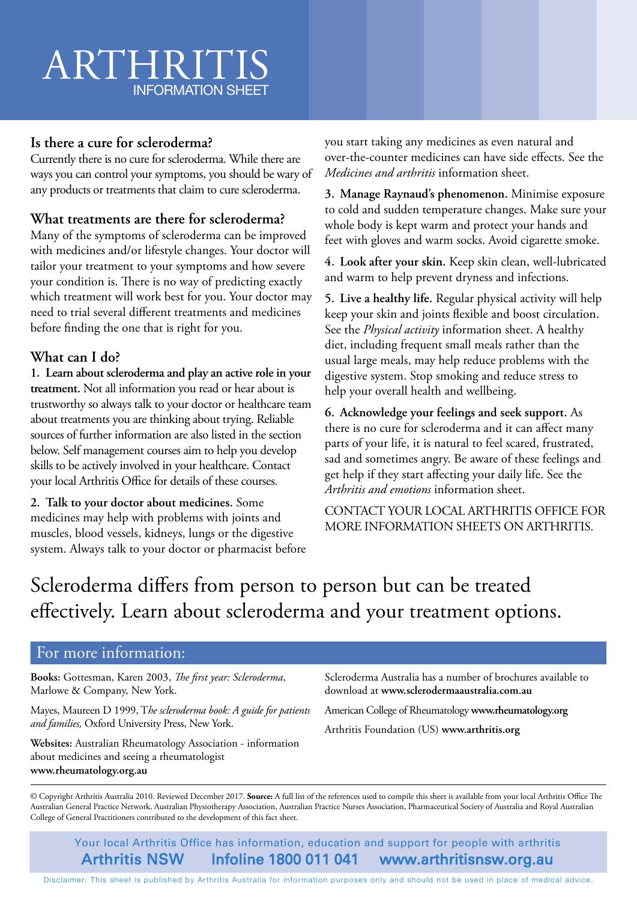# ARTHRITIS
INFORMATION SHEET

## Is there a cure for scleroderma?

Currently there is no cure for scleroderma. While there are ways you can control your symptoms, you should be wary of any products or treatments that claim to cure scleroderma.

## What treatments are there for scleroderma?

Many of the symptoms of scleroderma can be improved with medicines and/or lifestyle changes. Your doctor will tailor your treatment to your symptoms and how severe your condition is. There is no way of predicting exactly which treatment will work best for you. Your doctor may need to trial several different treatments and medicines before finding the one that is right for you.

## What can I do?

**1. Learn about scleroderma and play an active role in your treatment.** Not all information you read or hear about is trustworthy so always talk to your doctor or healthcare team about treatments you are thinking about trying. Reliable sources of further information are also listed in the section below. Self management courses aim to help you develop skills to be actively involved in your healthcare. Contact your local Arthritis Office for details of these courses.

**2. Talk to your doctor about medicines.** Some medicines may help with problems with joints and muscles, blood vessels, kidneys, lungs or the digestive system. Always talk to your doctor or pharmacist before you start taking any medicines as even natural and over-the-counter medicines can have side effects. See the *Medicines and arthritis* information sheet.

**3. Manage Raynaud's phenomenon.** Minimise exposure to cold and sudden temperature changes. Make sure your whole body is kept warm and protect your hands and feet with gloves and warm socks. Avoid cigarette smoke.

**4. Look after your skin.** Keep skin clean, well-lubricated and warm to help prevent dryness and infections.

**5. Live a healthy life.** Regular physical activity will help keep your skin and joints flexible and boost circulation. See the *Physical activity* information sheet. A healthy diet, including frequent small meals rather than the usual large meals, may help reduce problems with the digestive system. Stop smoking and reduce stress to help your overall health and wellbeing.

**6. Acknowledge your feelings and seek support.** As there is no cure for scleroderma and it can affect many parts of your life, it is natural to feel scared, frustrated, sad and sometimes angry. Be aware of these feelings and get help if they start affecting your daily life. See the *Arthritis and emotions* information sheet.

CONTACT YOUR LOCAL ARTHRITIS OFFICE FOR MORE INFORMATION SHEETS ON ARTHRITIS.

## Scleroderma differs from person to person but can be treated effectively. Learn about scleroderma and your treatment options.

## For more information:

**Books:** Gottesman, Karen 2003, *The first year: Scleroderma*, Marlowe & Company, New York.

Mayes, Maureen D 1999, *The scleroderma book: A guide for patients and families,* Oxford University Press, New York.

**Websites:** Australian Rheumatology Association - information about medicines and seeing a rheumatologist **www.rheumatology.org.au**

Scleroderma Australia has a number of brochures available to download at **www.sclerodermaaustralia.com.au**

American College of Rheumatology **www.rheumatology.org**

Arthritis Foundation (US) **www.arthritis.org**

© Copyright Arthritis Australia 2010. Reviewed December 2017. **Source:** A full list of the references used to compile this sheet is available from your local Arthritis Office The Australian General Practice Network, Australian Physiotherapy Association, Australian Practice Nurses Association, Pharmaceutical Society of Australia and Royal Australian College of General Practitioners contributed to the development of this fact sheet.

Your local Arthritis Office has information, education and support for people with arthritis

**Arthritis NSW Infoline 1800 011 041 www.arthritisnsw.org.au**

Disclaimer: This sheet is published by Arthritis Australia for information purposes only and should not be used in place of medical advice.